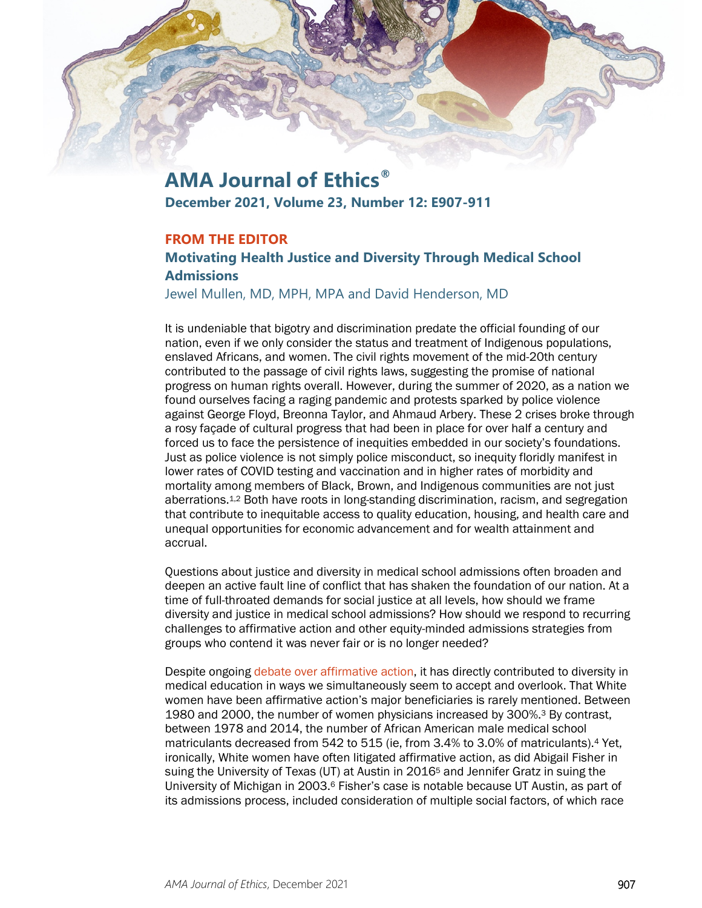# AMA Journal of Ethics®

**December 2021, Volume 23, Number 12: E907-911**

## FROM THE EDITOR

## Motivating Health Justice and Diversity Through Medical School Admissions

Jewel Mullen, MD, MPH, MPA and David Henderson, MD

It is undeniable that bigotry and discrimination predate the official founding of our nation, even if we only consider the status and treatment of Indigenous populations, enslaved Africans, and women. The civil rights movement of the mid-20th century contributed to the passage of civil rights laws, suggesting the promise of national progress on human rights overall. However, during the summer of 2020, as a nation we found ourselves facing a raging pandemic and protests sparked by police violence against George Floyd, Breonna Taylor, and Ahmaud Arbery. These 2 crises broke through a rosy façade of cultural progress that had been in place for over half a century and forced us to face the persistence of inequities embedded in our society's foundations. Just as police violence is not simply police misconduct, so inequity floridly manifest in lower rates of COVID testing and vaccination and in higher rates of morbidity and mortality among members of Black, Brown, and Indigenous communities are not just aberrations.[1,2] Both have roots in long-standing discrimination, racism, and segregation that contribute to inequitable access to quality education, housing, and health care and unequal opportunities for economic advancement and for wealth attainment and accrual.

Questions about justice and diversity in medical school admissions often broaden and deepen an active fault line of conflict that has shaken the foundation of our nation. At a time of full-throated demands for social justice at all levels, how should we frame diversity and justice in medical school admissions? How should we respond to recurring challenges to affirmative action and other equity-minded admissions strategies from groups who contend it was never fair or is no longer needed?

Despite ongoing debate over affirmative action, it has directly contributed to diversity in medical education in ways we simultaneously seem to accept and overlook. That White women have been affirmative action's major beneficiaries is rarely mentioned. Between 1980 and 2000, the number of women physicians increased by 300%.[3] By contrast, between 1978 and 2014, the number of African American male medical school matriculants decreased from 542 to 515 (ie, from 3.4% to 3.0% of matriculants).[4] Yet, ironically, White women have often litigated affirmative action, as did Abigail Fisher in suing the University of Texas (UT) at Austin in 2016[5] and Jennifer Gratz in suing the University of Michigan in 2003.[6] Fisher's case is notable because UT Austin, as part of its admissions process, included consideration of multiple social factors, of which race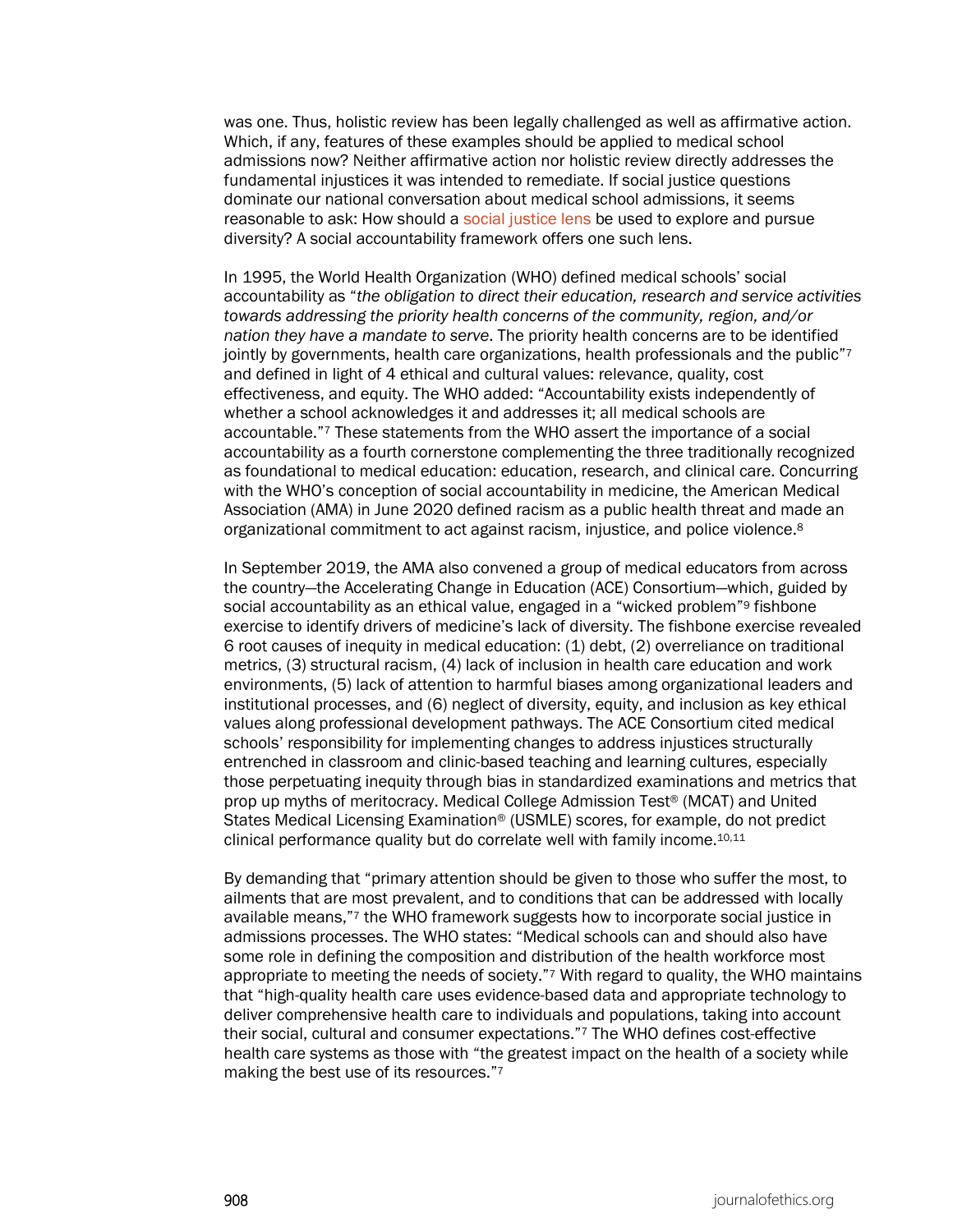was one. Thus, holistic review has been legally challenged as well as affirmative action. Which, if any, features of these examples should be applied to medical school admissions now? Neither affirmative action nor holistic review directly addresses the fundamental injustices it was intended to remediate. If social justice questions dominate our national conversation about medical school admissions, it seems reasonable to ask: How should a social justice lens be used to explore and pursue diversity? A social accountability framework offers one such lens.

In 1995, the World Health Organization (WHO) defined medical schools' social accountability as "*the obligation to direct their education, research and service activities towards addressing the priority health concerns of the community, region, and/or nation they have a mandate to serve*. The priority health concerns are to be identified jointly by governments, health care organizations, health professionals and the public"[7] and defined in light of 4 ethical and cultural values: relevance, quality, cost effectiveness, and equity. The WHO added: "Accountability exists independently of whether a school acknowledges it and addresses it; all medical schools are accountable."[7] These statements from the WHO assert the importance of a social accountability as a fourth cornerstone complementing the three traditionally recognized as foundational to medical education: education, research, and clinical care. Concurring with the WHO's conception of social accountability in medicine, the American Medical Association (AMA) in June 2020 defined racism as a public health threat and made an organizational commitment to act against racism, injustice, and police violence.[8]

In September 2019, the AMA also convened a group of medical educators from across the country—the Accelerating Change in Education (ACE) Consortium—which, guided by social accountability as an ethical value, engaged in a "wicked problem"[9] fishbone exercise to identify drivers of medicine's lack of diversity. The fishbone exercise revealed 6 root causes of inequity in medical education: (1) debt, (2) overreliance on traditional metrics, (3) structural racism, (4) lack of inclusion in health care education and work environments, (5) lack of attention to harmful biases among organizational leaders and institutional processes, and (6) neglect of diversity, equity, and inclusion as key ethical values along professional development pathways. The ACE Consortium cited medical schools' responsibility for implementing changes to address injustices structurally entrenched in classroom and clinic-based teaching and learning cultures, especially those perpetuating inequity through bias in standardized examinations and metrics that prop up myths of meritocracy. Medical College Admission Test® (MCAT) and United States Medical Licensing Examination® (USMLE) scores, for example, do not predict clinical performance quality but do correlate well with family income.[10,11]

By demanding that "primary attention should be given to those who suffer the most, to ailments that are most prevalent, and to conditions that can be addressed with locally available means,"[7] the WHO framework suggests how to incorporate social justice in admissions processes. The WHO states: "Medical schools can and should also have some role in defining the composition and distribution of the health workforce most appropriate to meeting the needs of society."[7] With regard to quality, the WHO maintains that "high-quality health care uses evidence-based data and appropriate technology to deliver comprehensive health care to individuals and populations, taking into account their social, cultural and consumer expectations."[7] The WHO defines cost-effective health care systems as those with "the greatest impact on the health of a society while making the best use of its resources."[7]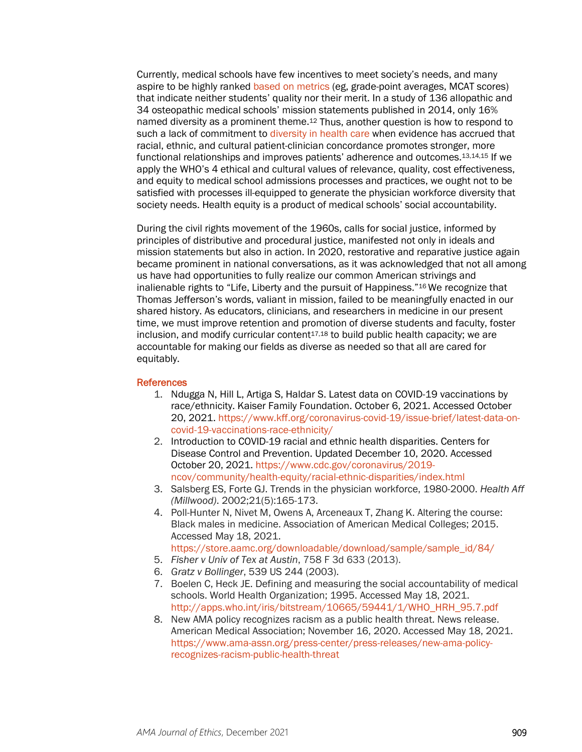Currently, medical schools have few incentives to meet society's needs, and many aspire to be highly ranked based on metrics (eg, grade-point averages, MCAT scores) that indicate neither students' quality nor their merit. In a study of 136 allopathic and 34 osteopathic medical schools' mission statements published in 2014, only 16% named diversity as a prominent theme.[12] Thus, another question is how to respond to such a lack of commitment to diversity in health care when evidence has accrued that racial, ethnic, and cultural patient-clinician concordance promotes stronger, more functional relationships and improves patients' adherence and outcomes.[13,14,15] If we apply the WHO's 4 ethical and cultural values of relevance, quality, cost effectiveness, and equity to medical school admissions processes and practices, we ought not to be satisfied with processes ill-equipped to generate the physician workforce diversity that society needs. Health equity is a product of medical schools' social accountability.

During the civil rights movement of the 1960s, calls for social justice, informed by principles of distributive and procedural justice, manifested not only in ideals and mission statements but also in action. In 2020, restorative and reparative justice again became prominent in national conversations, as it was acknowledged that not all among us have had opportunities to fully realize our common American strivings and inalienable rights to "Life, Liberty and the pursuit of Happiness."[16] We recognize that Thomas Jefferson's words, valiant in mission, failed to be meaningfully enacted in our shared history. As educators, clinicians, and researchers in medicine in our present time, we must improve retention and promotion of diverse students and faculty, foster inclusion, and modify curricular content[17,18] to build public health capacity; we are accountable for making our fields as diverse as needed so that all are cared for equitably.

## References

1. Ndugga N, Hill L, Artiga S, Haldar S. Latest data on COVID-19 vaccinations by race/ethnicity. Kaiser Family Foundation. October 6, 2021. Accessed October 20, 2021. https://www.kff.org/coronavirus-covid-19/issue-brief/latest-data-on-covid-19-vaccinations-race-ethnicity/
2. Introduction to COVID-19 racial and ethnic health disparities. Centers for Disease Control and Prevention. Updated December 10, 2020. Accessed October 20, 2021. https://www.cdc.gov/coronavirus/2019-ncov/community/health-equity/racial-ethnic-disparities/index.html
3. Salsberg ES, Forte GJ. Trends in the physician workforce, 1980-2000. *Health Aff (Millwood)*. 2002;21(5):165-173.
4. Poll-Hunter N, Nivet M, Owens A, Arceneaux T, Zhang K. Altering the course: Black males in medicine. Association of American Medical Colleges; 2015. Accessed May 18, 2021. https://store.aamc.org/downloadable/download/sample/sample_id/84/
5. *Fisher v Univ of Tex at Austin*, 758 F 3d 633 (2013).
6. *Gratz v Bollinger*, 539 US 244 (2003).
7. Boelen C, Heck JE. Defining and measuring the social accountability of medical schools. World Health Organization; 1995. Accessed May 18, 2021. http://apps.who.int/iris/bitstream/10665/59441/1/WHO_HRH_95.7.pdf
8. New AMA policy recognizes racism as a public health threat. News release. American Medical Association; November 16, 2020. Accessed May 18, 2021. https://www.ama-assn.org/press-center/press-releases/new-ama-policy-recognizes-racism-public-health-threat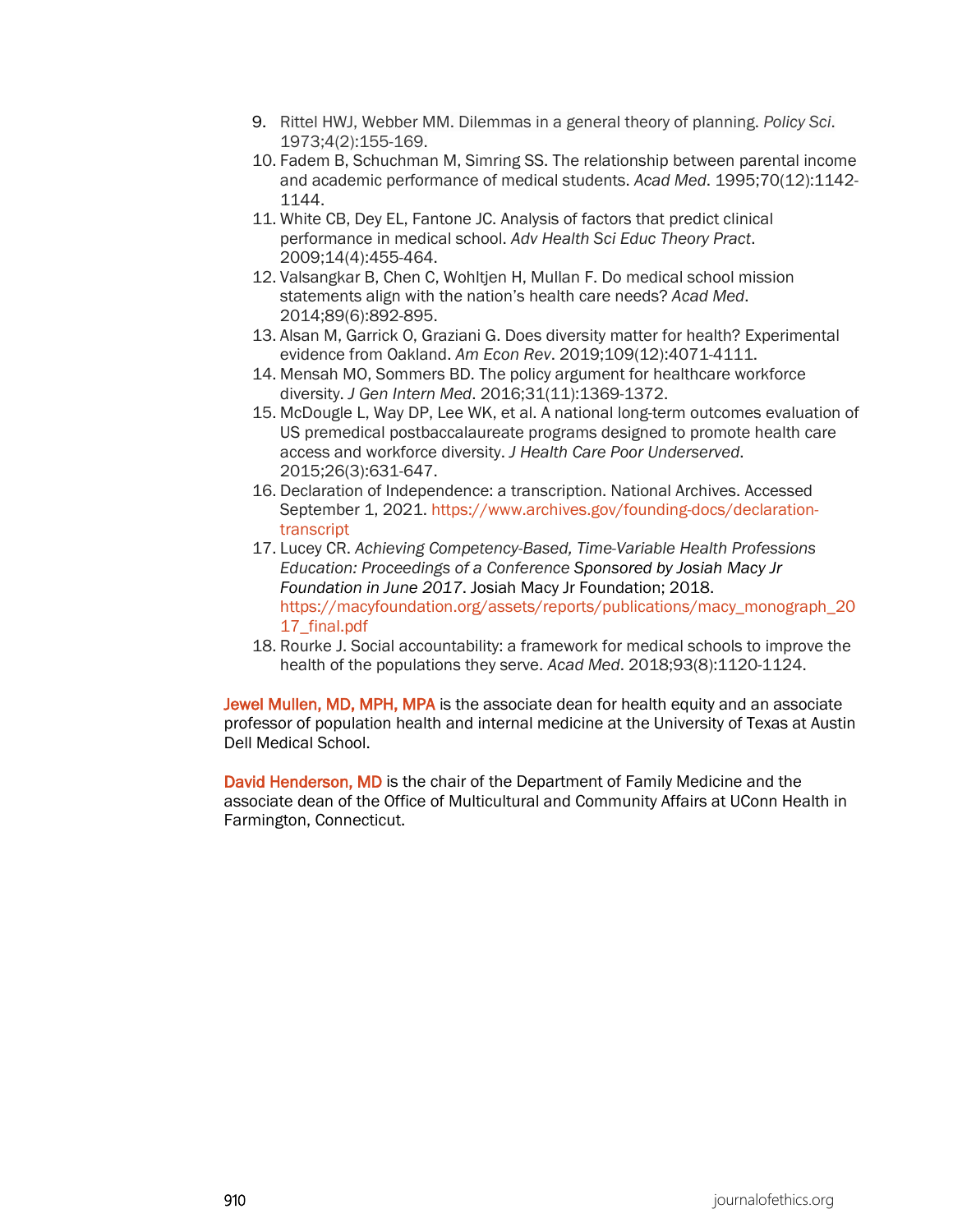9. Rittel HWJ, Webber MM. Dilemmas in a general theory of planning. *Policy Sci*. 1973;4(2):155-169.
10. Fadem B, Schuchman M, Simring SS. The relationship between parental income and academic performance of medical students. *Acad Med*. 1995;70(12):1142-1144.
11. White CB, Dey EL, Fantone JC. Analysis of factors that predict clinical performance in medical school. *Adv Health Sci Educ Theory Pract*. 2009;14(4):455-464.
12. Valsangkar B, Chen C, Wohltjen H, Mullan F. Do medical school mission statements align with the nation's health care needs? *Acad Med*. 2014;89(6):892-895.
13. Alsan M, Garrick O, Graziani G. Does diversity matter for health? Experimental evidence from Oakland. *Am Econ Rev*. 2019;109(12):4071-4111.
14. Mensah MO, Sommers BD. The policy argument for healthcare workforce diversity. *J Gen Intern Med*. 2016;31(11):1369-1372.
15. McDougle L, Way DP, Lee WK, et al. A national long-term outcomes evaluation of US premedical postbaccalaureate programs designed to promote health care access and workforce diversity. *J Health Care Poor Underserved*. 2015;26(3):631-647.
16. Declaration of Independence: a transcription. National Archives. Accessed September 1, 2021. https://www.archives.gov/founding-docs/declaration-transcript
17. Lucey CR. *Achieving Competency-Based, Time-Variable Health Professions Education: Proceedings of a Conference Sponsored by Josiah Macy Jr Foundation in June 2017*. Josiah Macy Jr Foundation; 2018. https://macyfoundation.org/assets/reports/publications/macy_monograph_2017_final.pdf
18. Rourke J. Social accountability: a framework for medical schools to improve the health of the populations they serve. *Acad Med*. 2018;93(8):1120-1124.

**Jewel Mullen, MD, MPH, MPA** is the associate dean for health equity and an associate professor of population health and internal medicine at the University of Texas at Austin Dell Medical School.

**David Henderson, MD** is the chair of the Department of Family Medicine and the associate dean of the Office of Multicultural and Community Affairs at UConn Health in Farmington, Connecticut.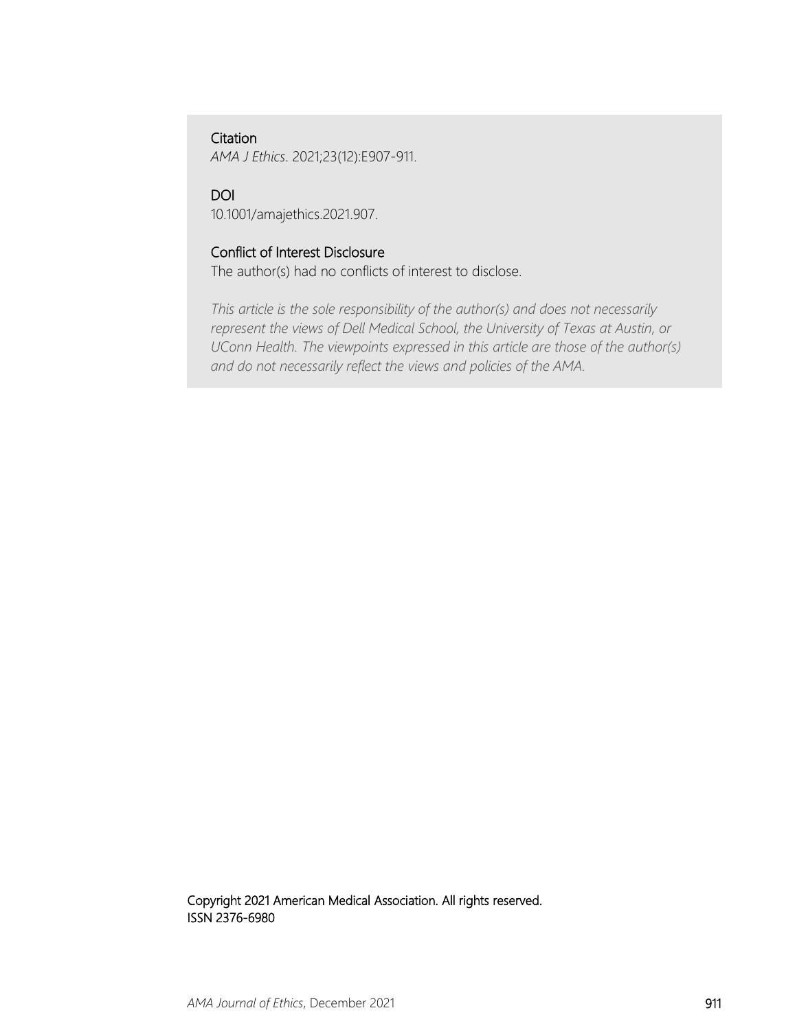### Citation

*AMA J Ethics*. 2021;23(12):E907-911.

### DOI

10.1001/amajethics.2021.907.

### Conflict of Interest Disclosure

The author(s) had no conflicts of interest to disclose.

*This article is the sole responsibility of the author(s) and does not necessarily represent the views of Dell Medical School, the University of Texas at Austin, or UConn Health. The viewpoints expressed in this article are those of the author(s) and do not necessarily reflect the views and policies of the AMA.*

Copyright 2021 American Medical Association. All rights reserved.
ISSN 2376-6980